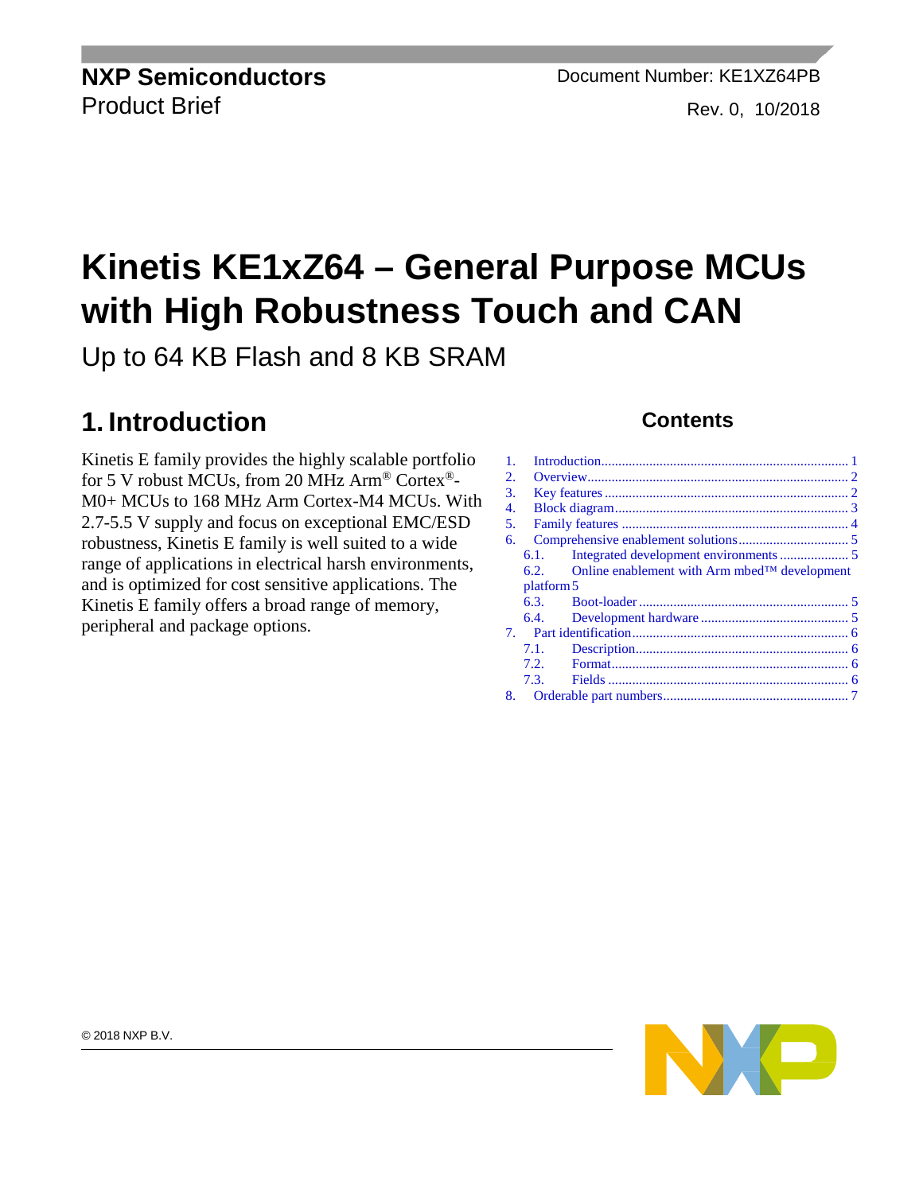**NXP Semiconductors**
Product Brief

Document Number: KE1XZ64PB
Rev. 0, 10/2018

# Kinetis KE1xZ64 – General Purpose MCUs with High Robustness Touch and CAN

Up to 64 KB Flash and 8 KB SRAM

## 1. Introduction

Kinetis E family provides the highly scalable portfolio for 5 V robust MCUs, from 20 MHz Arm® Cortex®-M0+ MCUs to 168 MHz Arm Cortex-M4 MCUs. With 2.7-5.5 V supply and focus on exceptional EMC/ESD robustness, Kinetis E family is well suited to a wide range of applications in electrical harsh environments, and is optimized for cost sensitive applications. The Kinetis E family offers a broad range of memory, peripheral and package options.

### Contents

1. Introduction ........ 1
2. Overview ........ 2
3. Key features ........ 2
4. Block diagram ........ 3
5. Family features ........ 4
6. Comprehensive enablement solutions ........ 5
   - 6.1. Integrated development environments ........ 5
   - 6.2. Online enablement with Arm mbed™ development platform ........ 5
   - 6.3. Boot-loader ........ 5
   - 6.4. Development hardware ........ 5
7. Part identification ........ 6
   - 7.1. Description ........ 6
   - 7.2. Format ........ 6
   - 7.3. Fields ........ 6
8. Orderable part numbers ........ 7

© 2018 NXP B.V.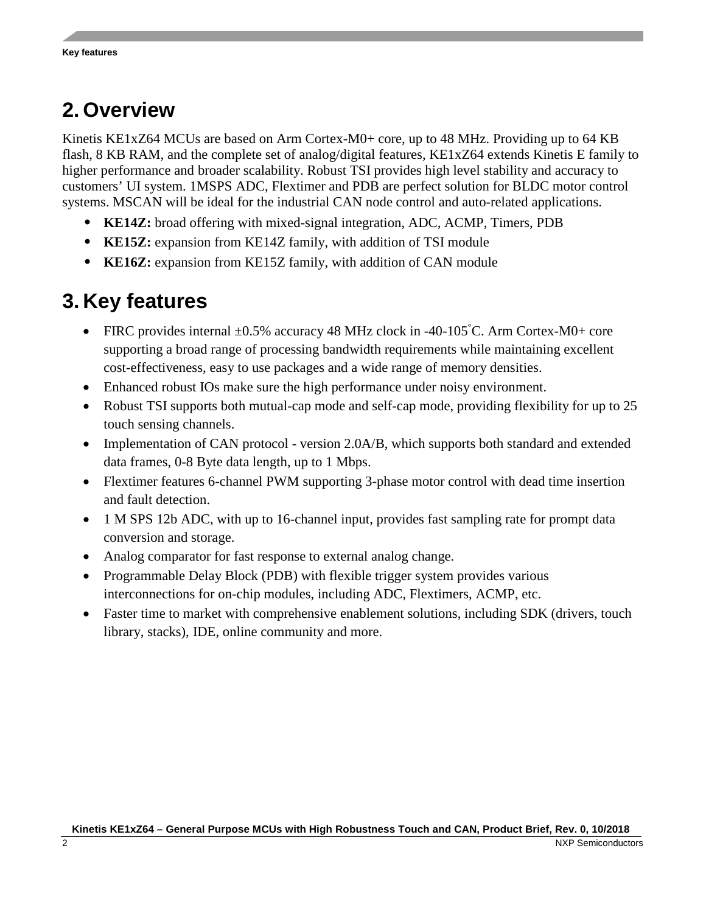## 2. Overview

Kinetis KE1xZ64 MCUs are based on Arm Cortex-M0+ core, up to 48 MHz. Providing up to 64 KB flash, 8 KB RAM, and the complete set of analog/digital features, KE1xZ64 extends Kinetis E family to higher performance and broader scalability. Robust TSI provides high level stability and accuracy to customers' UI system. 1MSPS ADC, Flextimer and PDB are perfect solution for BLDC motor control systems. MSCAN will be ideal for the industrial CAN node control and auto-related applications.

- **KE14Z:** broad offering with mixed-signal integration, ADC, ACMP, Timers, PDB
- **KE15Z:** expansion from KE14Z family, with addition of TSI module
- **KE16Z:** expansion from KE15Z family, with addition of CAN module

## 3. Key features

- FIRC provides internal ±0.5% accuracy 48 MHz clock in -40-105°C. Arm Cortex-M0+ core supporting a broad range of processing bandwidth requirements while maintaining excellent cost-effectiveness, easy to use packages and a wide range of memory densities.
- Enhanced robust IOs make sure the high performance under noisy environment.
- Robust TSI supports both mutual-cap mode and self-cap mode, providing flexibility for up to 25 touch sensing channels.
- Implementation of CAN protocol - version 2.0A/B, which supports both standard and extended data frames, 0-8 Byte data length, up to 1 Mbps.
- Flextimer features 6-channel PWM supporting 3-phase motor control with dead time insertion and fault detection.
- 1 M SPS 12b ADC, with up to 16-channel input, provides fast sampling rate for prompt data conversion and storage.
- Analog comparator for fast response to external analog change.
- Programmable Delay Block (PDB) with flexible trigger system provides various interconnections for on-chip modules, including ADC, Flextimers, ACMP, etc.
- Faster time to market with comprehensive enablement solutions, including SDK (drivers, touch library, stacks), IDE, online community and more.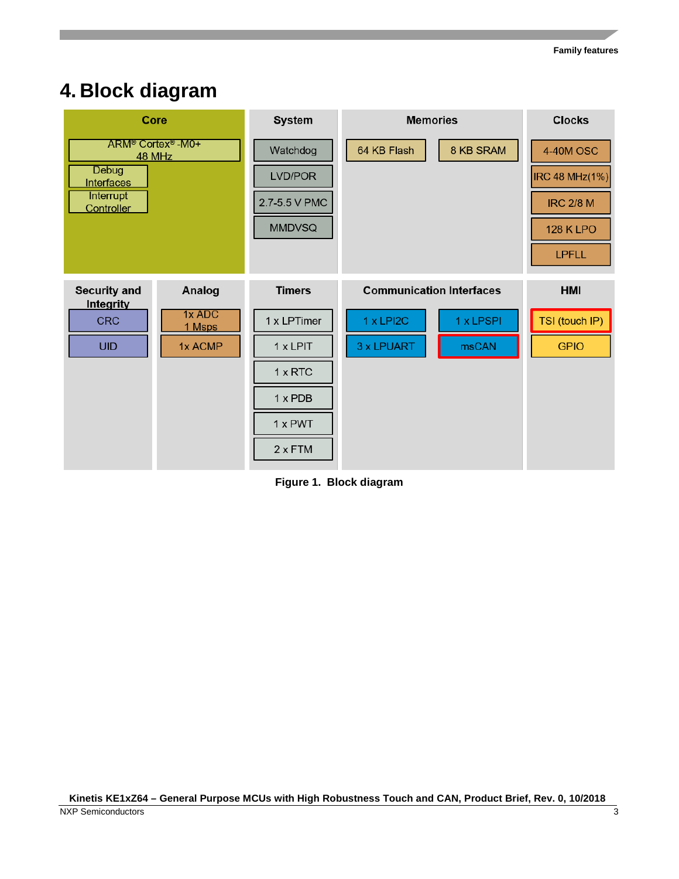# 4. Block diagram

| Core | System | Memories | Clocks |
|---|---|---|---|
| ARM® Cortex® -M0+ 48 MHz | Watchdog | 64 KB Flash | 4-40M OSC |
| Debug Interfaces | LVD/POR | 8 KB SRAM | IRC 48 MHz(1%) |
| Interrupt Controller | 2.7-5.5 V PMC | | IRC 2/8 M |
| | MMDVSQ | | 128 K LPO |
| | | | LPFLL |

| Security and Integrity | Analog | Timers | Communication Interfaces | HMI |
|---|---|---|---|---|
| CRC | 1x ADC 1 Msps | 1 x LPTimer | 1 x LPI2C | TSI (touch IP) |
| UID | 1x ACMP | 1 x LPIT | 1 x LPSPI | GPIO |
| | | 1 x RTC | 3 x LPUART | |
| | | 1 x PDB | msCAN | |
| | | 1 x PWT | | |
| | | 2 x FTM | | |

**Figure 1. Block diagram**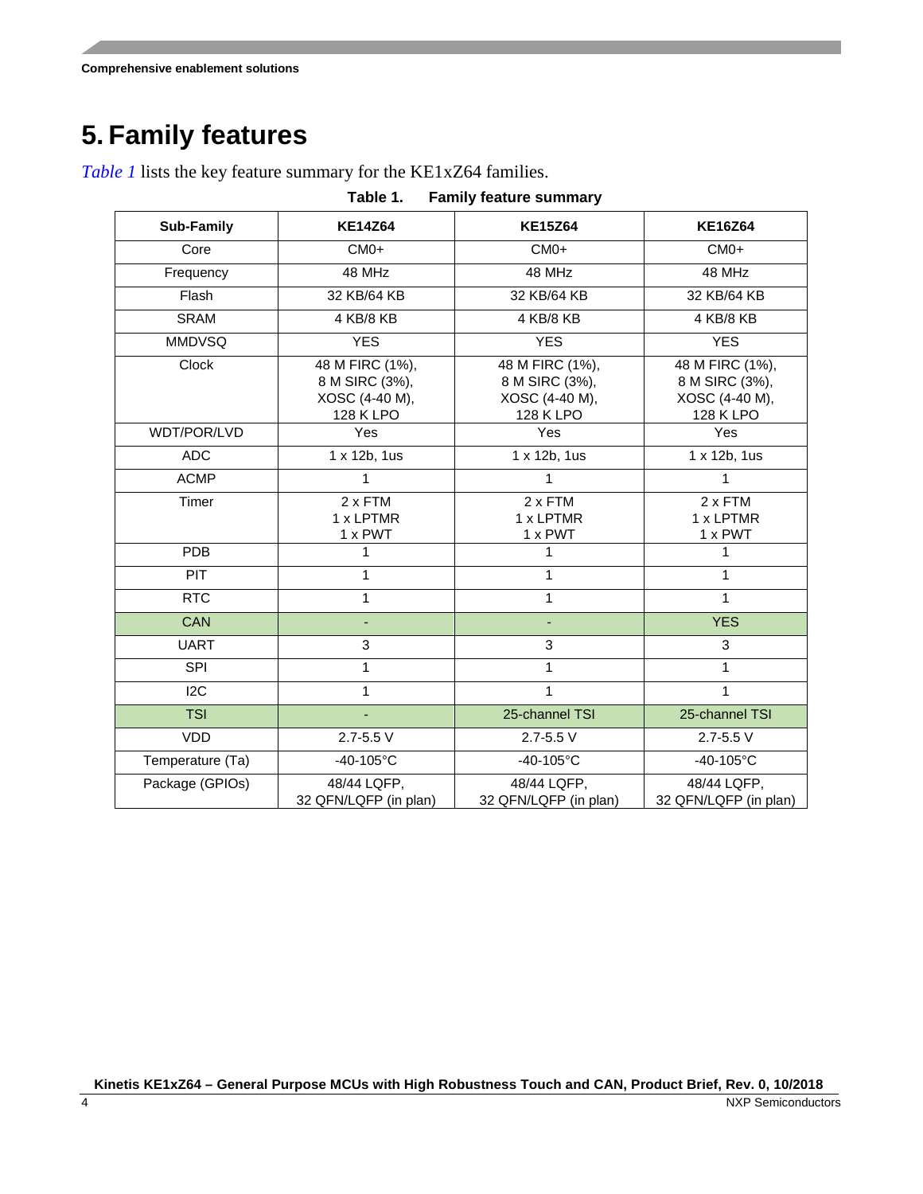# 5. Family features

*Table 1* lists the key feature summary for the KE1xZ64 families.

**Table 1. Family feature summary**

| Sub-Family | KE14Z64 | KE15Z64 | KE16Z64 |
|---|---|---|---|
| Core | CM0+ | CM0+ | CM0+ |
| Frequency | 48 MHz | 48 MHz | 48 MHz |
| Flash | 32 KB/64 KB | 32 KB/64 KB | 32 KB/64 KB |
| SRAM | 4 KB/8 KB | 4 KB/8 KB | 4 KB/8 KB |
| MMDVSQ | YES | YES | YES |
| Clock | 48 M FIRC (1%), 8 M SIRC (3%), XOSC (4-40 M), 128 K LPO | 48 M FIRC (1%), 8 M SIRC (3%), XOSC (4-40 M), 128 K LPO | 48 M FIRC (1%), 8 M SIRC (3%), XOSC (4-40 M), 128 K LPO |
| WDT/POR/LVD | Yes | Yes | Yes |
| ADC | 1 x 12b, 1us | 1 x 12b, 1us | 1 x 12b, 1us |
| ACMP | 1 | 1 | 1 |
| Timer | 2 x FTM 1 x LPTMR 1 x PWT | 2 x FTM 1 x LPTMR 1 x PWT | 2 x FTM 1 x LPTMR 1 x PWT |
| PDB | 1 | 1 | 1 |
| PIT | 1 | 1 | 1 |
| RTC | 1 | 1 | 1 |
| CAN | - | - | YES |
| UART | 3 | 3 | 3 |
| SPI | 1 | 1 | 1 |
| I2C | 1 | 1 | 1 |
| TSI | - | 25-channel TSI | 25-channel TSI |
| VDD | 2.7-5.5 V | 2.7-5.5 V | 2.7-5.5 V |
| Temperature (Ta) | -40-105°C | -40-105°C | -40-105°C |
| Package (GPIOs) | 48/44 LQFP, 32 QFN/LQFP (in plan) | 48/44 LQFP, 32 QFN/LQFP (in plan) | 48/44 LQFP, 32 QFN/LQFP (in plan) |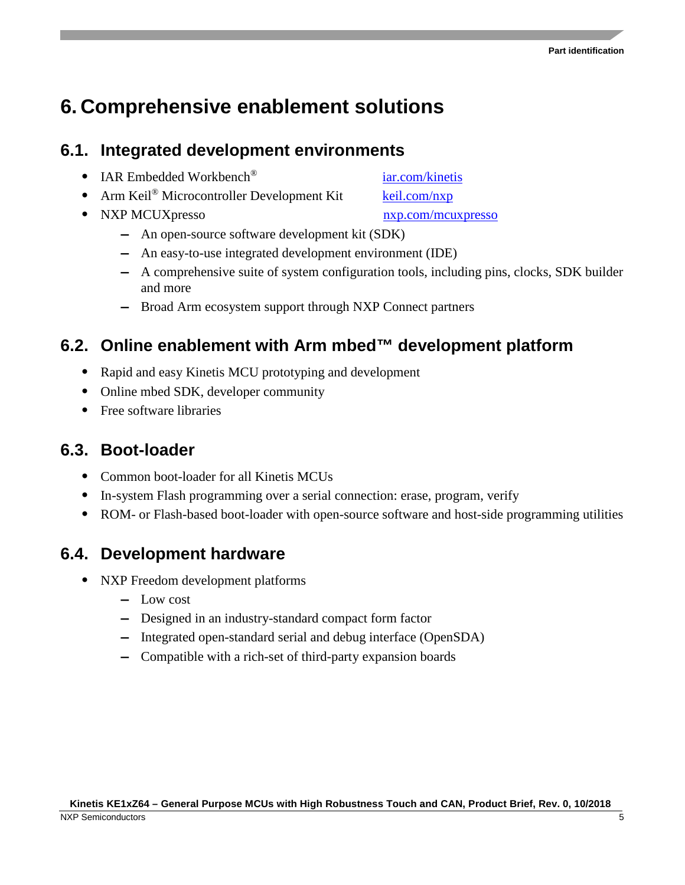# 6. Comprehensive enablement solutions

## 6.1. Integrated development environments

- IAR Embedded Workbench® — iar.com/kinetis
- Arm Keil® Microcontroller Development Kit — keil.com/nxp
- NXP MCUXpresso — nxp.com/mcuxpresso
  - An open-source software development kit (SDK)
  - An easy-to-use integrated development environment (IDE)
  - A comprehensive suite of system configuration tools, including pins, clocks, SDK builder and more
  - Broad Arm ecosystem support through NXP Connect partners

## 6.2. Online enablement with Arm mbed™ development platform

- Rapid and easy Kinetis MCU prototyping and development
- Online mbed SDK, developer community
- Free software libraries

## 6.3. Boot-loader

- Common boot-loader for all Kinetis MCUs
- In-system Flash programming over a serial connection: erase, program, verify
- ROM- or Flash-based boot-loader with open-source software and host-side programming utilities

## 6.4. Development hardware

- NXP Freedom development platforms
  - Low cost
  - Designed in an industry-standard compact form factor
  - Integrated open-standard serial and debug interface (OpenSDA)
  - Compatible with a rich-set of third-party expansion boards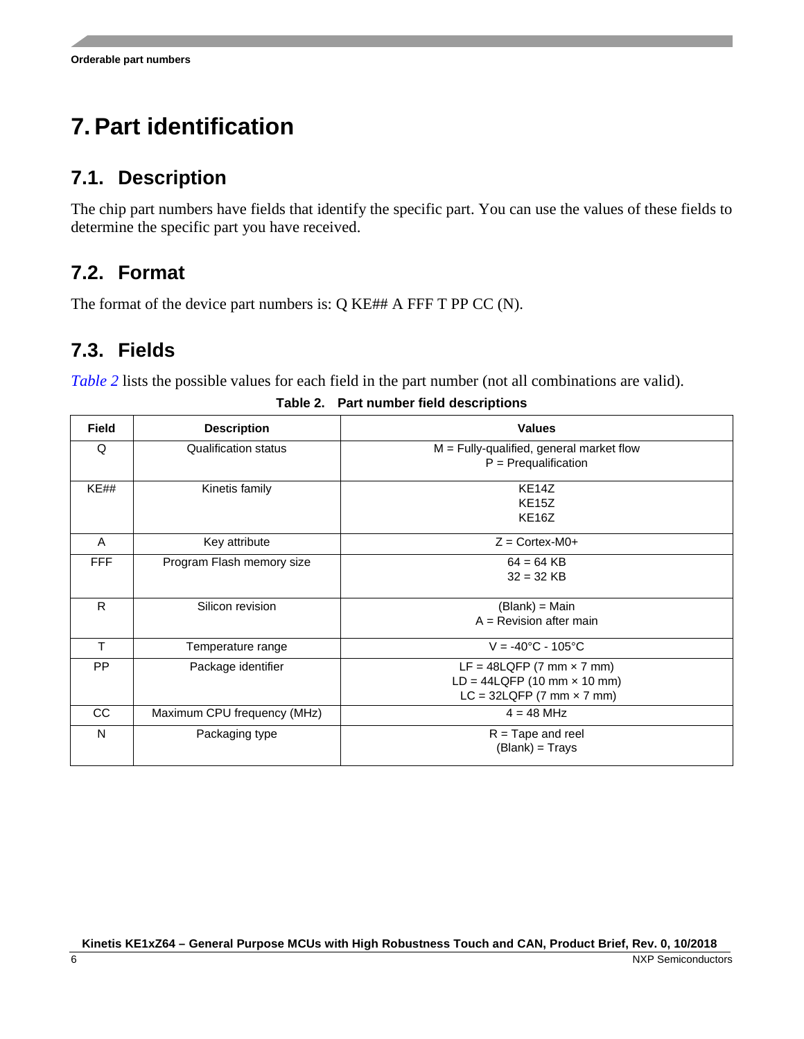# 7. Part identification

## 7.1. Description

The chip part numbers have fields that identify the specific part. You can use the values of these fields to determine the specific part you have received.

## 7.2. Format

The format of the device part numbers is: Q KE## A FFF T PP CC (N).

## 7.3. Fields

*Table 2* lists the possible values for each field in the part number (not all combinations are valid).

**Table 2. Part number field descriptions**

| Field | Description | Values |
|---|---|---|
| Q | Qualification status | M = Fully-qualified, general market flow<br>P = Prequalification |
| KE## | Kinetis family | KE14Z<br>KE15Z<br>KE16Z |
| A | Key attribute | Z = Cortex-M0+ |
| FFF | Program Flash memory size | 64 = 64 KB<br>32 = 32 KB |
| R | Silicon revision | (Blank) = Main<br>A = Revision after main |
| T | Temperature range | V = -40°C - 105°C |
| PP | Package identifier | LF = 48LQFP (7 mm × 7 mm)<br>LD = 44LQFP (10 mm × 10 mm)<br>LC = 32LQFP (7 mm × 7 mm) |
| CC | Maximum CPU frequency (MHz) | 4 = 48 MHz |
| N | Packaging type | R = Tape and reel<br>(Blank) = Trays |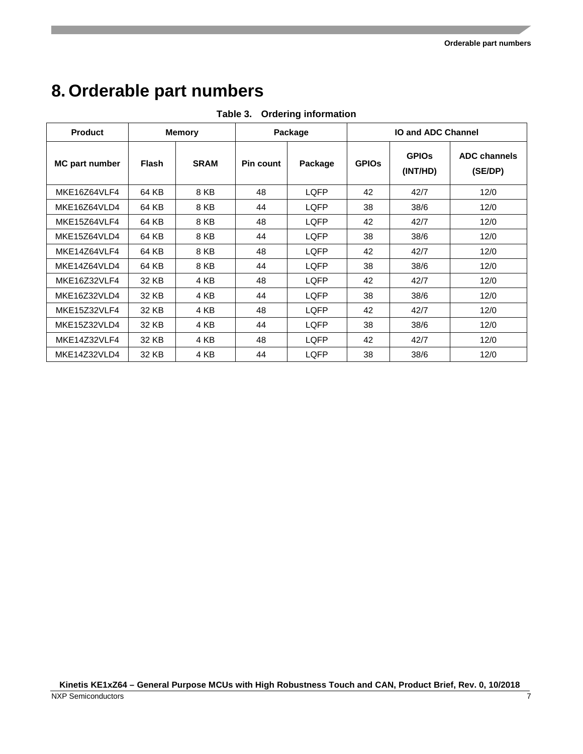# 8. Orderable part numbers

**Table 3. Ordering information**

| Product | Memory | | Package | | IO and ADC Channel | | |
|---|---|---|---|---|---|---|---|
| **MC part number** | **Flash** | **SRAM** | **Pin count** | **Package** | **GPIOs** | **GPIOs (INT/HD)** | **ADC channels (SE/DP)** |
| MKE16Z64VLF4 | 64 KB | 8 KB | 48 | LQFP | 42 | 42/7 | 12/0 |
| MKE16Z64VLD4 | 64 KB | 8 KB | 44 | LQFP | 38 | 38/6 | 12/0 |
| MKE15Z64VLF4 | 64 KB | 8 KB | 48 | LQFP | 42 | 42/7 | 12/0 |
| MKE15Z64VLD4 | 64 KB | 8 KB | 44 | LQFP | 38 | 38/6 | 12/0 |
| MKE14Z64VLF4 | 64 KB | 8 KB | 48 | LQFP | 42 | 42/7 | 12/0 |
| MKE14Z64VLD4 | 64 KB | 8 KB | 44 | LQFP | 38 | 38/6 | 12/0 |
| MKE16Z32VLF4 | 32 KB | 4 KB | 48 | LQFP | 42 | 42/7 | 12/0 |
| MKE16Z32VLD4 | 32 KB | 4 KB | 44 | LQFP | 38 | 38/6 | 12/0 |
| MKE15Z32VLF4 | 32 KB | 4 KB | 48 | LQFP | 42 | 42/7 | 12/0 |
| MKE15Z32VLD4 | 32 KB | 4 KB | 44 | LQFP | 38 | 38/6 | 12/0 |
| MKE14Z32VLF4 | 32 KB | 4 KB | 48 | LQFP | 42 | 42/7 | 12/0 |
| MKE14Z32VLD4 | 32 KB | 4 KB | 44 | LQFP | 38 | 38/6 | 12/0 |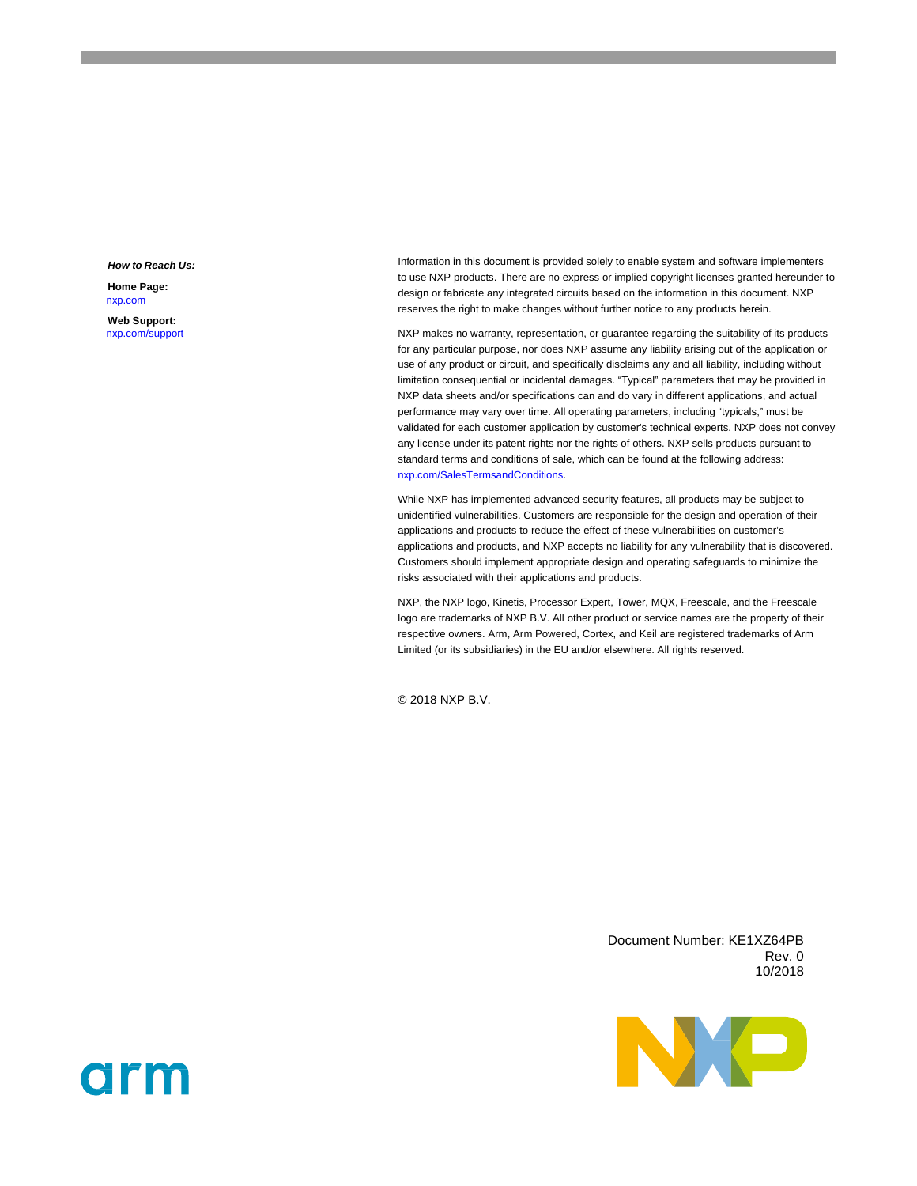***How to Reach Us:***

**Home Page:**
nxp.com

**Web Support:**
nxp.com/support

Information in this document is provided solely to enable system and software implementers to use NXP products. There are no express or implied copyright licenses granted hereunder to design or fabricate any integrated circuits based on the information in this document. NXP reserves the right to make changes without further notice to any products herein.

NXP makes no warranty, representation, or guarantee regarding the suitability of its products for any particular purpose, nor does NXP assume any liability arising out of the application or use of any product or circuit, and specifically disclaims any and all liability, including without limitation consequential or incidental damages. “Typical” parameters that may be provided in NXP data sheets and/or specifications can and do vary in different applications, and actual performance may vary over time. All operating parameters, including “typicals,” must be validated for each customer application by customer's technical experts. NXP does not convey any license under its patent rights nor the rights of others. NXP sells products pursuant to standard terms and conditions of sale, which can be found at the following address: nxp.com/SalesTermsandConditions.

While NXP has implemented advanced security features, all products may be subject to unidentified vulnerabilities. Customers are responsible for the design and operation of their applications and products to reduce the effect of these vulnerabilities on customer's applications and products, and NXP accepts no liability for any vulnerability that is discovered. Customers should implement appropriate design and operating safeguards to minimize the risks associated with their applications and products.

NXP, the NXP logo, Kinetis, Processor Expert, Tower, MQX, Freescale, and the Freescale logo are trademarks of NXP B.V. All other product or service names are the property of their respective owners. Arm, Arm Powered, Cortex, and Keil are registered trademarks of Arm Limited (or its subsidiaries) in the EU and/or elsewhere. All rights reserved.

© 2018 NXP B.V.

Document Number: KE1XZ64PB
Rev. 0
10/2018